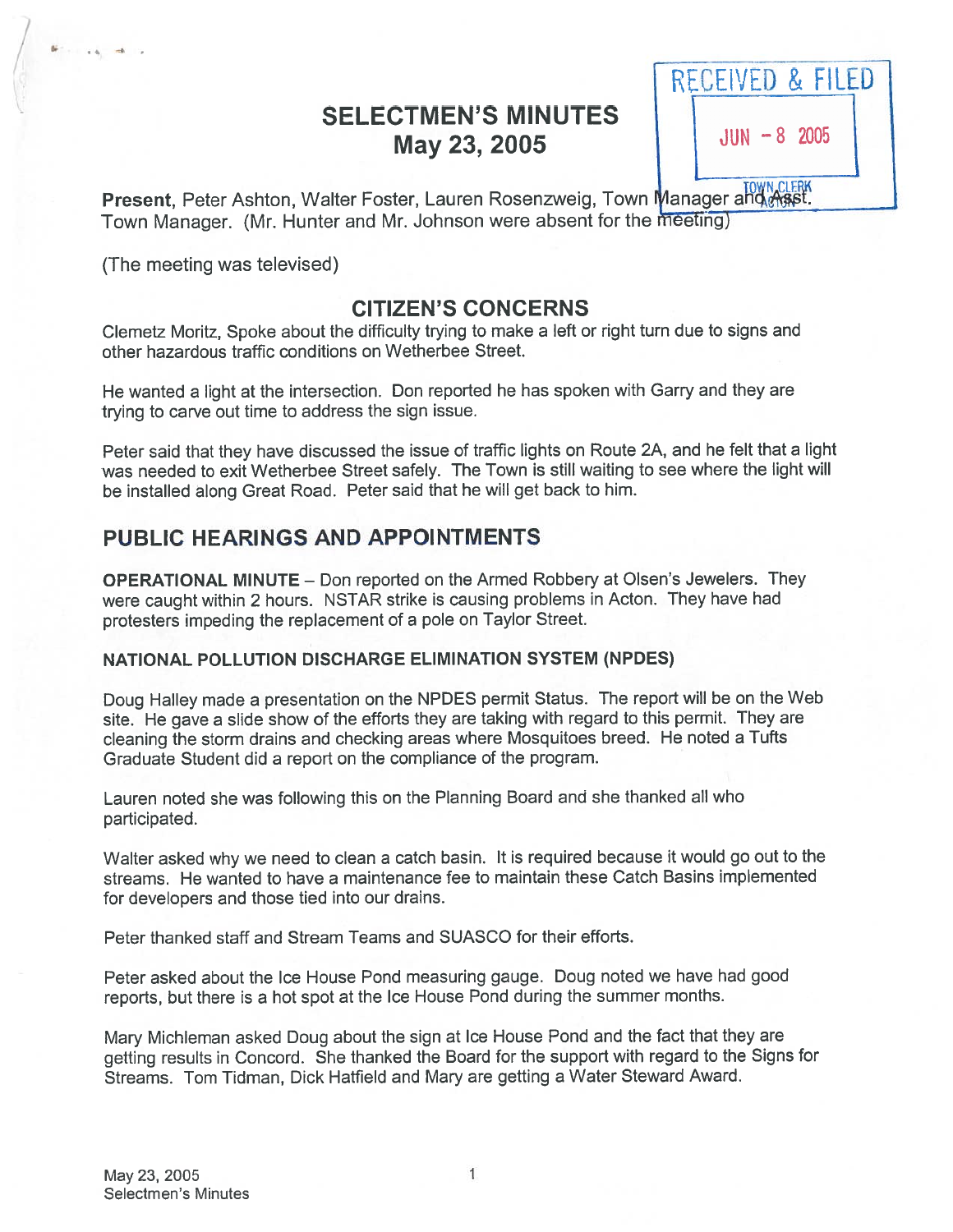# SELECTMEN'S MINUTES
## May 23, 2005

RECEIVED & FILED
JUN - 8 2005
TOWN CLERK ACTON

**Present**, Peter Ashton, Walter Foster, Lauren Rosenzweig, Town Manager and Asst. Town Manager. (Mr. Hunter and Mr. Johnson were absent for the meeting)

(The meeting was televised)

## CITIZEN'S CONCERNS

Clemetz Moritz, Spoke about the difficulty trying to make a left or right turn due to signs and other hazardous traffic conditions on Wetherbee Street.

He wanted a light at the intersection. Don reported he has spoken with Garry and they are trying to carve out time to address the sign issue.

Peter said that they have discussed the issue of traffic lights on Route 2A, and he felt that a light was needed to exit Wetherbee Street safely. The Town is still waiting to see where the light will be installed along Great Road. Peter said that he will get back to him.

## PUBLIC HEARINGS AND APPOINTMENTS

**OPERATIONAL MINUTE** – Don reported on the Armed Robbery at Olsen's Jewelers. They were caught within 2 hours. NSTAR strike is causing problems in Acton. They have had protesters impeding the replacement of a pole on Taylor Street.

**NATIONAL POLLUTION DISCHARGE ELIMINATION SYSTEM (NPDES)**

Doug Halley made a presentation on the NPDES permit Status. The report will be on the Web site. He gave a slide show of the efforts they are taking with regard to this permit. They are cleaning the storm drains and checking areas where Mosquitoes breed. He noted a Tufts Graduate Student did a report on the compliance of the program.

Lauren noted she was following this on the Planning Board and she thanked all who participated.

Walter asked why we need to clean a catch basin. It is required because it would go out to the streams. He wanted to have a maintenance fee to maintain these Catch Basins implemented for developers and those tied into our drains.

Peter thanked staff and Stream Teams and SUASCO for their efforts.

Peter asked about the Ice House Pond measuring gauge. Doug noted we have had good reports, but there is a hot spot at the Ice House Pond during the summer months.

Mary Michleman asked Doug about the sign at Ice House Pond and the fact that they are getting results in Concord. She thanked the Board for the support with regard to the Signs for Streams. Tom Tidman, Dick Hatfield and Mary are getting a Water Steward Award.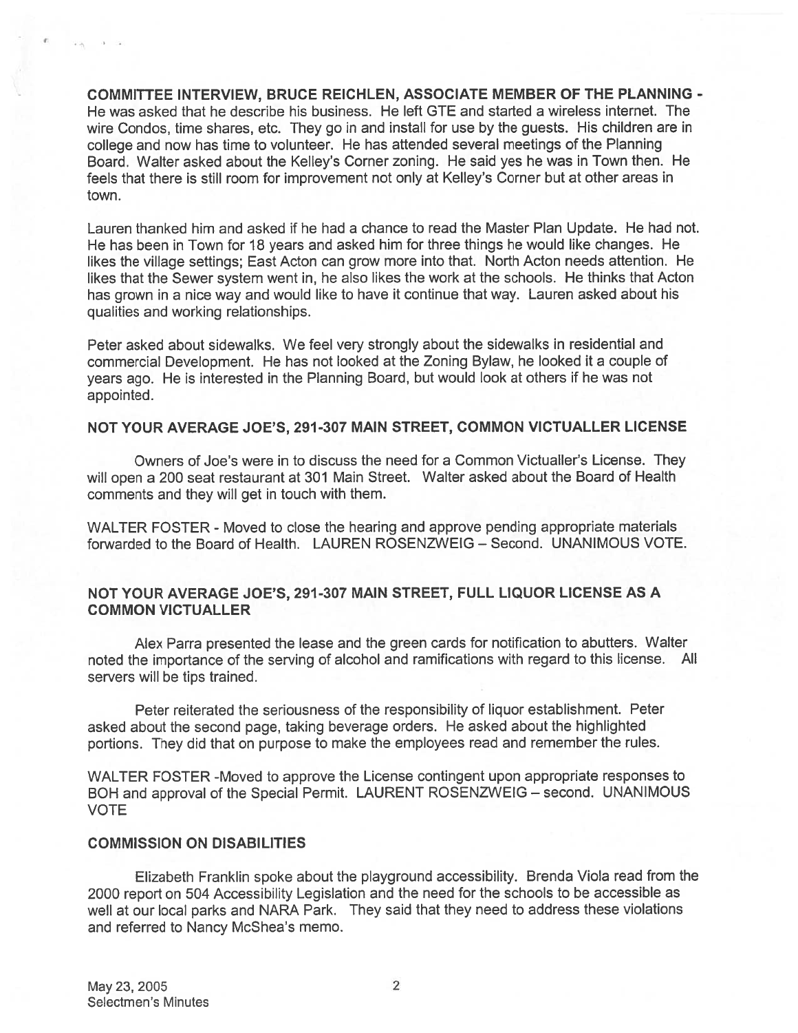**COMMITTEE INTERVIEW, BRUCE REICHLEN, ASSOCIATE MEMBER OF THE PLANNING -** He was asked that he describe his business. He left GTE and started a wireless internet. The wire Condos, time shares, etc. They go in and install for use by the guests. His children are in college and now has time to volunteer. He has attended several meetings of the Planning Board. Walter asked about the Kelley's Corner zoning. He said yes he was in Town then. He feels that there is still room for improvement not only at Kelley's Corner but at other areas in town.

Lauren thanked him and asked if he had a chance to read the Master Plan Update. He had not. He has been in Town for 18 years and asked him for three things he would like changes. He likes the village settings; East Acton can grow more into that. North Acton needs attention. He likes that the Sewer system went in, he also likes the work at the schools. He thinks that Acton has grown in a nice way and would like to have it continue that way. Lauren asked about his qualities and working relationships.

Peter asked about sidewalks. We feel very strongly about the sidewalks in residential and commercial Development. He has not looked at the Zoning Bylaw, he looked it a couple of years ago. He is interested in the Planning Board, but would look at others if he was not appointed.

**NOT YOUR AVERAGE JOE'S, 291-307 MAIN STREET, COMMON VICTUALLER LICENSE**

Owners of Joe's were in to discuss the need for a Common Victualler's License. They will open a 200 seat restaurant at 301 Main Street. Walter asked about the Board of Health comments and they will get in touch with them.

WALTER FOSTER - Moved to close the hearing and approve pending appropriate materials forwarded to the Board of Health. LAUREN ROSENZWEIG – Second. UNANIMOUS VOTE.

**NOT YOUR AVERAGE JOE'S, 291-307 MAIN STREET, FULL LIQUOR LICENSE AS A COMMON VICTUALLER**

Alex Parra presented the lease and the green cards for notification to abutters. Walter noted the importance of the serving of alcohol and ramifications with regard to this license. All servers will be tips trained.

Peter reiterated the seriousness of the responsibility of liquor establishment. Peter asked about the second page, taking beverage orders. He asked about the highlighted portions. They did that on purpose to make the employees read and remember the rules.

WALTER FOSTER -Moved to approve the License contingent upon appropriate responses to BOH and approval of the Special Permit. LAURENT ROSENZWEIG – second. UNANIMOUS VOTE

**COMMISSION ON DISABILITIES**

Elizabeth Franklin spoke about the playground accessibility. Brenda Viola read from the 2000 report on 504 Accessibility Legislation and the need for the schools to be accessible as well at our local parks and NARA Park. They said that they need to address these violations and referred to Nancy McShea's memo.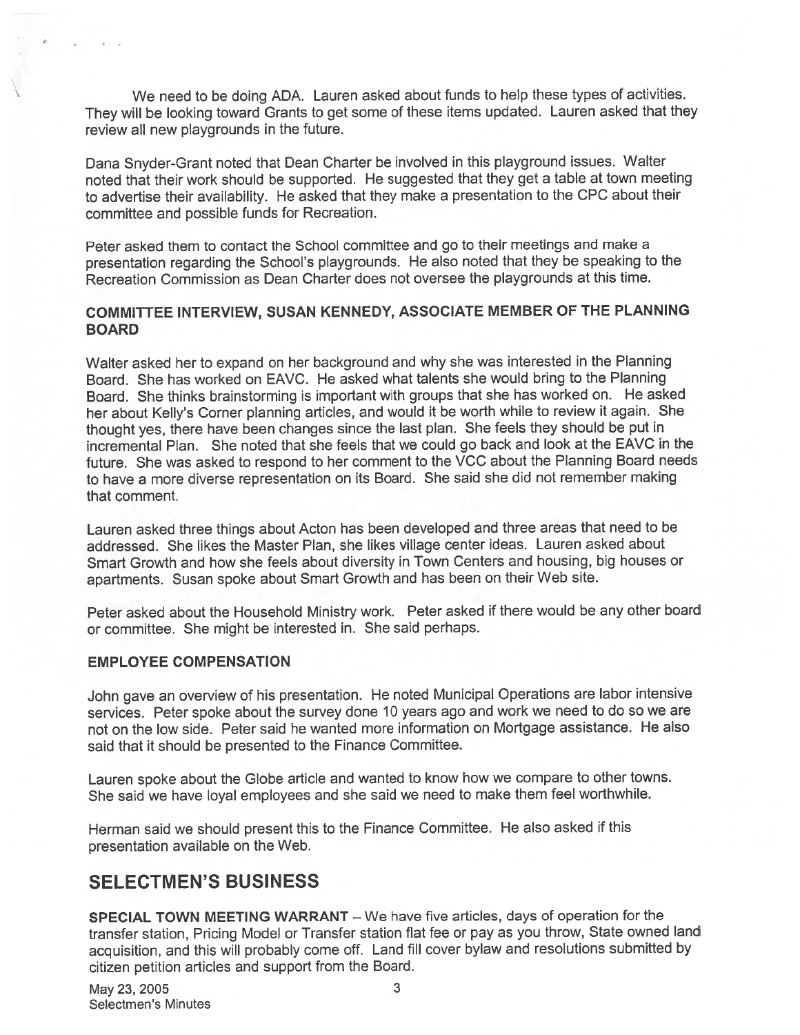We need to be doing ADA. Lauren asked about funds to help these types of activities. They will be looking toward Grants to get some of these items updated. Lauren asked that they review all new playgrounds in the future.

Dana Snyder-Grant noted that Dean Charter be involved in this playground issues. Walter noted that their work should be supported. He suggested that they get a table at town meeting to advertise their availability. He asked that they make a presentation to the CPC about their committee and possible funds for Recreation.

Peter asked them to contact the School committee and go to their meetings and make a presentation regarding the School's playgrounds. He also noted that they be speaking to the Recreation Commission as Dean Charter does not oversee the playgrounds at this time.

### COMMITTEE INTERVIEW, SUSAN KENNEDY, ASSOCIATE MEMBER OF THE PLANNING BOARD

Walter asked her to expand on her background and why she was interested in the Planning Board. She has worked on EAVC. He asked what talents she would bring to the Planning Board. She thinks brainstorming is important with groups that she has worked on. He asked her about Kelly's Corner planning articles, and would it be worth while to review it again. She thought yes, there have been changes since the last plan. She feels they should be put in incremental Plan. She noted that she feels that we could go back and look at the EAVC in the future. She was asked to respond to her comment to the VCC about the Planning Board needs to have a more diverse representation on its Board. She said she did not remember making that comment.

Lauren asked three things about Acton has been developed and three areas that need to be addressed. She likes the Master Plan, she likes village center ideas. Lauren asked about Smart Growth and how she feels about diversity in Town Centers and housing, big houses or apartments. Susan spoke about Smart Growth and has been on their Web site.

Peter asked about the Household Ministry work. Peter asked if there would be any other board or committee. She might be interested in. She said perhaps.

### EMPLOYEE COMPENSATION

John gave an overview of his presentation. He noted Municipal Operations are labor intensive services. Peter spoke about the survey done 10 years ago and work we need to do so we are not on the low side. Peter said he wanted more information on Mortgage assistance. He also said that it should be presented to the Finance Committee.

Lauren spoke about the Globe article and wanted to know how we compare to other towns. She said we have loyal employees and she said we need to make them feel worthwhile.

Herman said we should present this to the Finance Committee. He also asked if this presentation available on the Web.

## SELECTMEN'S BUSINESS

**SPECIAL TOWN MEETING WARRANT** – We have five articles, days of operation for the transfer station, Pricing Model or Transfer station flat fee or pay as you throw, State owned land acquisition, and this will probably come off. Land fill cover bylaw and resolutions submitted by citizen petition articles and support from the Board.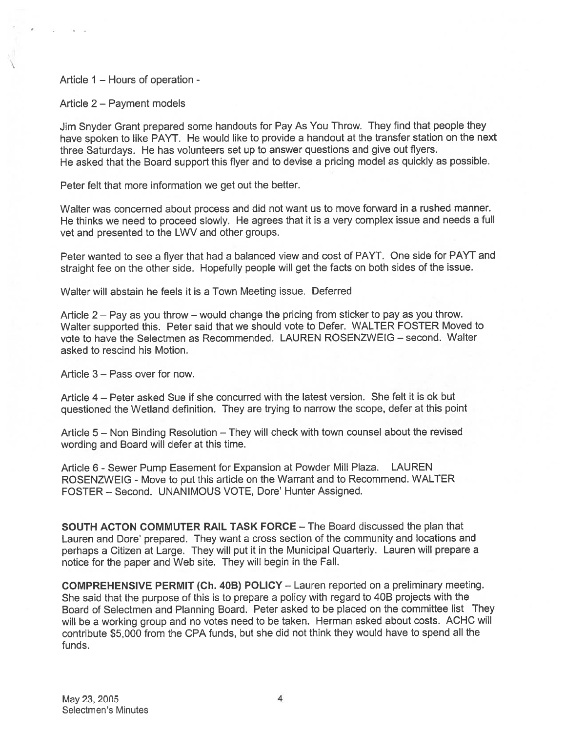Article 1 – Hours of operation -

Article 2 – Payment models

Jim Snyder Grant prepared some handouts for Pay As You Throw. They find that people they have spoken to like PAYT. He would like to provide a handout at the transfer station on the next three Saturdays. He has volunteers set up to answer questions and give out flyers.
He asked that the Board support this flyer and to devise a pricing model as quickly as possible.

Peter felt that more information we get out the better.

Walter was concerned about process and did not want us to move forward in a rushed manner. He thinks we need to proceed slowly. He agrees that it is a very complex issue and needs a full vet and presented to the LWV and other groups.

Peter wanted to see a flyer that had a balanced view and cost of PAYT. One side for PAYT and straight fee on the other side. Hopefully people will get the facts on both sides of the issue.

Walter will abstain he feels it is a Town Meeting issue. Deferred

Article 2 – Pay as you throw – would change the pricing from sticker to pay as you throw. Walter supported this. Peter said that we should vote to Defer. WALTER FOSTER Moved to vote to have the Selectmen as Recommended. LAUREN ROSENZWEIG – second. Walter asked to rescind his Motion.

Article 3 – Pass over for now.

Article 4 – Peter asked Sue if she concurred with the latest version. She felt it is ok but questioned the Wetland definition. They are trying to narrow the scope, defer at this point

Article 5 – Non Binding Resolution – They will check with town counsel about the revised wording and Board will defer at this time.

Article 6 - Sewer Pump Easement for Expansion at Powder Mill Plaza. LAUREN ROSENZWEIG - Move to put this article on the Warrant and to Recommend. WALTER FOSTER – Second. UNANIMOUS VOTE, Dore' Hunter Assigned.

**SOUTH ACTON COMMUTER RAIL TASK FORCE** – The Board discussed the plan that Lauren and Dore' prepared. They want a cross section of the community and locations and perhaps a Citizen at Large. They will put it in the Municipal Quarterly. Lauren will prepare a notice for the paper and Web site. They will begin in the Fall.

**COMPREHENSIVE PERMIT (Ch. 40B) POLICY** – Lauren reported on a preliminary meeting. She said that the purpose of this is to prepare a policy with regard to 40B projects with the Board of Selectmen and Planning Board. Peter asked to be placed on the committee list They will be a working group and no votes need to be taken. Herman asked about costs. ACHC will contribute $5,000 from the CPA funds, but she did not think they would have to spend all the funds.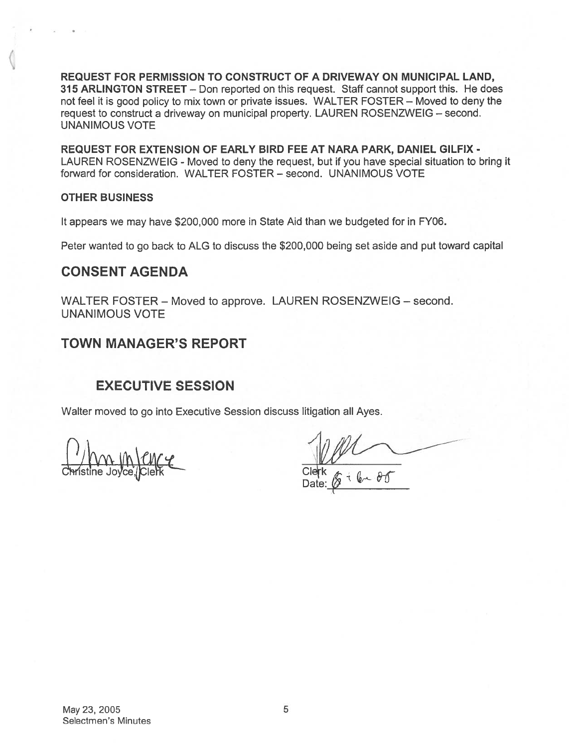**REQUEST FOR PERMISSION TO CONSTRUCT OF A DRIVEWAY ON MUNICIPAL LAND, 315 ARLINGTON STREET** – Don reported on this request. Staff cannot support this. He does not feel it is good policy to mix town or private issues. WALTER FOSTER – Moved to deny the request to construct a driveway on municipal property. LAUREN ROSENZWEIG – second. UNANIMOUS VOTE

**REQUEST FOR EXTENSION OF EARLY BIRD FEE AT NARA PARK, DANIEL GILFIX -** LAUREN ROSENZWEIG - Moved to deny the request, but if you have special situation to bring it forward for consideration. WALTER FOSTER – second. UNANIMOUS VOTE

**OTHER BUSINESS**

It appears we may have $200,000 more in State Aid than we budgeted for in FY06.

Peter wanted to go back to ALG to discuss the $200,000 being set aside and put toward capital

## CONSENT AGENDA

WALTER FOSTER – Moved to approve. LAUREN ROSENZWEIG – second. UNANIMOUS VOTE

## TOWN MANAGER'S REPORT

### EXECUTIVE SESSION

Walter moved to go into Executive Session discuss litigation all Ayes.

Christine Joyce, Clerk

Clerk
Date: 6 + 6 - 05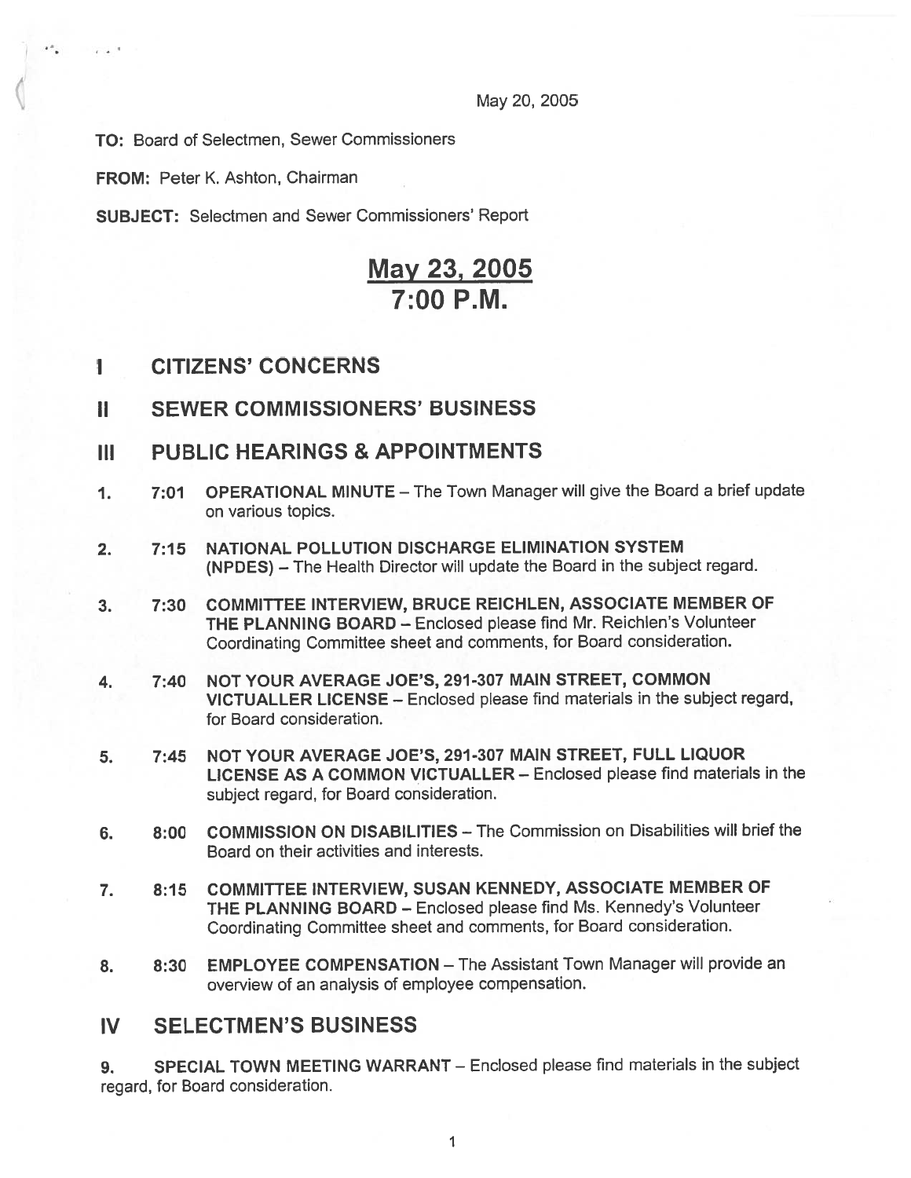May 20, 2005

**TO:** Board of Selectmen, Sewer Commissioners

**FROM:** Peter K. Ashton, Chairman

**SUBJECT:** Selectmen and Sewer Commissioners' Report

# May 23, 2005
# 7:00 P.M.

## I CITIZENS' CONCERNS

## II SEWER COMMISSIONERS' BUSINESS

## III PUBLIC HEARINGS & APPOINTMENTS

1. 7:01 **OPERATIONAL MINUTE** – The Town Manager will give the Board a brief update on various topics.

2. 7:15 **NATIONAL POLLUTION DISCHARGE ELIMINATION SYSTEM (NPDES)** – The Health Director will update the Board in the subject regard.

3. 7:30 **COMMITTEE INTERVIEW, BRUCE REICHLEN, ASSOCIATE MEMBER OF THE PLANNING BOARD** – Enclosed please find Mr. Reichlen's Volunteer Coordinating Committee sheet and comments, for Board consideration.

4. 7:40 **NOT YOUR AVERAGE JOE'S, 291-307 MAIN STREET, COMMON VICTUALLER LICENSE** – Enclosed please find materials in the subject regard, for Board consideration.

5. 7:45 **NOT YOUR AVERAGE JOE'S, 291-307 MAIN STREET, FULL LIQUOR LICENSE AS A COMMON VICTUALLER** – Enclosed please find materials in the subject regard, for Board consideration.

6. 8:00 **COMMISSION ON DISABILITIES** – The Commission on Disabilities will brief the Board on their activities and interests.

7. 8:15 **COMMITTEE INTERVIEW, SUSAN KENNEDY, ASSOCIATE MEMBER OF THE PLANNING BOARD** – Enclosed please find Ms. Kennedy's Volunteer Coordinating Committee sheet and comments, for Board consideration.

8. 8:30 **EMPLOYEE COMPENSATION** – The Assistant Town Manager will provide an overview of an analysis of employee compensation.

## IV SELECTMEN'S BUSINESS

9. **SPECIAL TOWN MEETING WARRANT** – Enclosed please find materials in the subject regard, for Board consideration.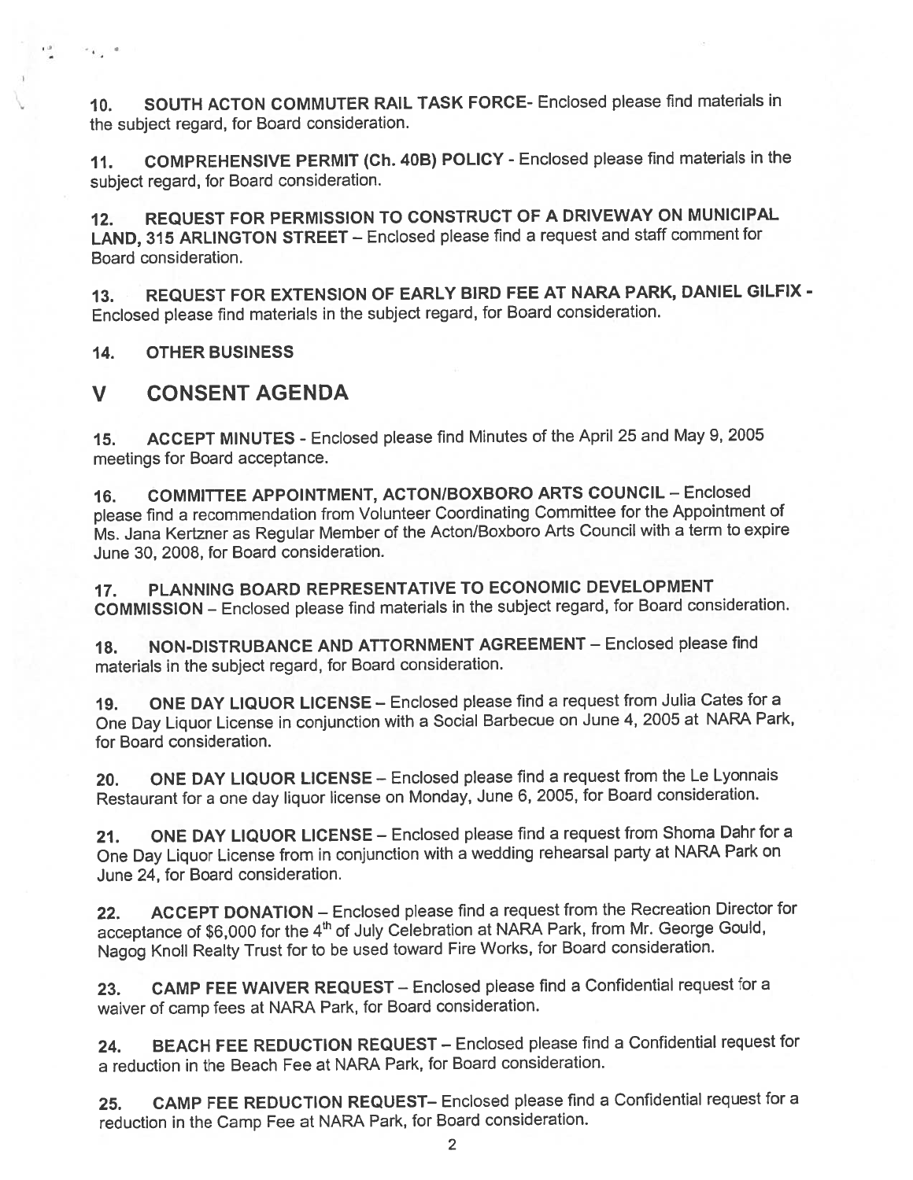10. **SOUTH ACTON COMMUTER RAIL TASK FORCE**- Enclosed please find materials in the subject regard, for Board consideration.

11. **COMPREHENSIVE PERMIT (Ch. 40B) POLICY** - Enclosed please find materials in the subject regard, for Board consideration.

12. **REQUEST FOR PERMISSION TO CONSTRUCT OF A DRIVEWAY ON MUNICIPAL LAND, 315 ARLINGTON STREET** – Enclosed please find a request and staff comment for Board consideration.

13. **REQUEST FOR EXTENSION OF EARLY BIRD FEE AT NARA PARK, DANIEL GILFIX** - Enclosed please find materials in the subject regard, for Board consideration.

14. **OTHER BUSINESS**

## V CONSENT AGENDA

15. **ACCEPT MINUTES** - Enclosed please find Minutes of the April 25 and May 9, 2005 meetings for Board acceptance.

16. **COMMITTEE APPOINTMENT, ACTON/BOXBORO ARTS COUNCIL** – Enclosed please find a recommendation from Volunteer Coordinating Committee for the Appointment of Ms. Jana Kertzner as Regular Member of the Acton/Boxboro Arts Council with a term to expire June 30, 2008, for Board consideration.

17. **PLANNING BOARD REPRESENTATIVE TO ECONOMIC DEVELOPMENT COMMISSION** – Enclosed please find materials in the subject regard, for Board consideration.

18. **NON-DISTRUBANCE AND ATTORNMENT AGREEMENT** – Enclosed please find materials in the subject regard, for Board consideration.

19. **ONE DAY LIQUOR LICENSE** – Enclosed please find a request from Julia Cates for a One Day Liquor License in conjunction with a Social Barbecue on June 4, 2005 at NARA Park, for Board consideration.

20. **ONE DAY LIQUOR LICENSE** – Enclosed please find a request from the Le Lyonnais Restaurant for a one day liquor license on Monday, June 6, 2005, for Board consideration.

21. **ONE DAY LIQUOR LICENSE** – Enclosed please find a request from Shoma Dahr for a One Day Liquor License from in conjunction with a wedding rehearsal party at NARA Park on June 24, for Board consideration.

22. **ACCEPT DONATION** – Enclosed please find a request from the Recreation Director for acceptance of $6,000 for the 4th of July Celebration at NARA Park, from Mr. George Gould, Nagog Knoll Realty Trust for to be used toward Fire Works, for Board consideration.

23. **CAMP FEE WAIVER REQUEST** – Enclosed please find a Confidential request for a waiver of camp fees at NARA Park, for Board consideration.

24. **BEACH FEE REDUCTION REQUEST** – Enclosed please find a Confidential request for a reduction in the Beach Fee at NARA Park, for Board consideration.

25. **CAMP FEE REDUCTION REQUEST**– Enclosed please find a Confidential request for a reduction in the Camp Fee at NARA Park, for Board consideration.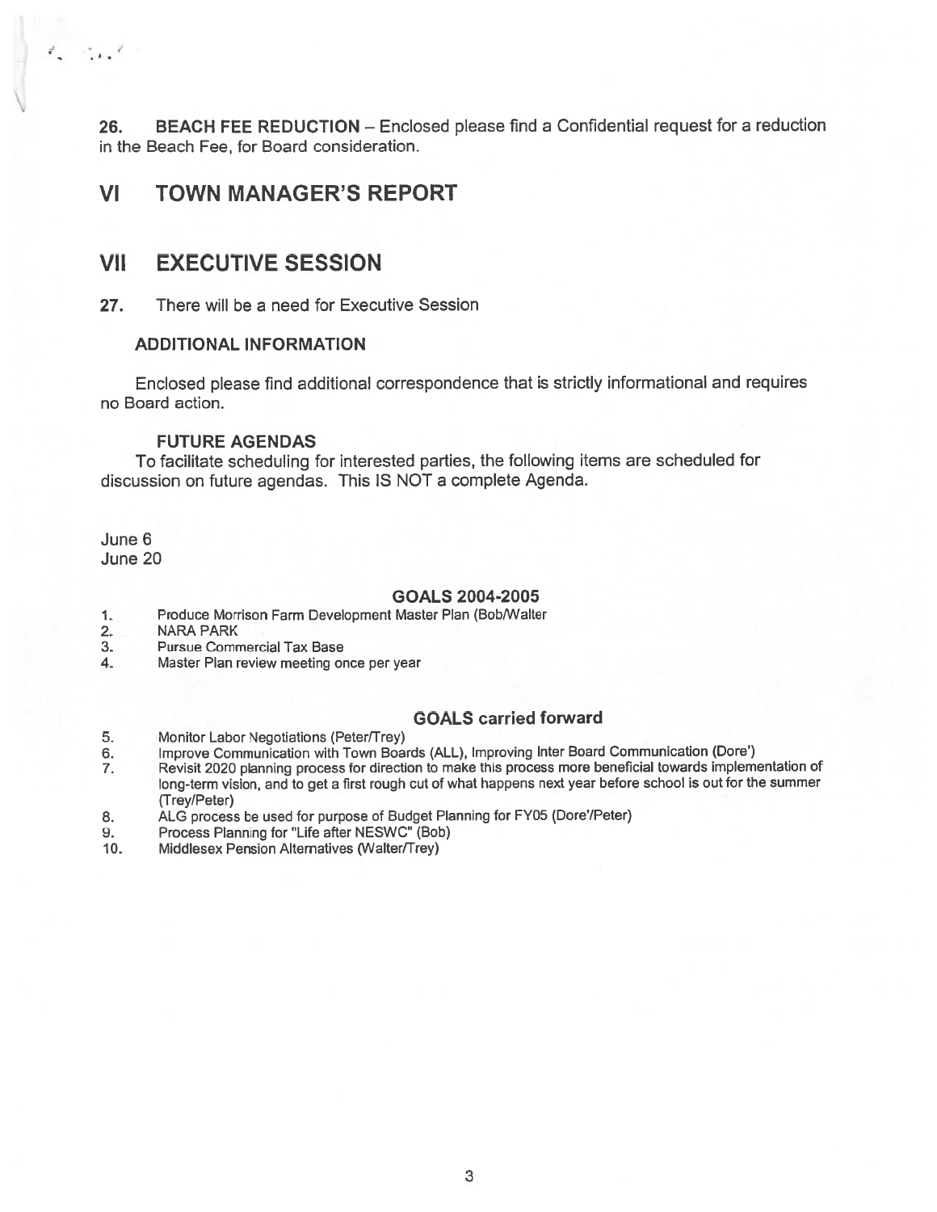**26. BEACH FEE REDUCTION** – Enclosed please find a Confidential request for a reduction in the Beach Fee, for Board consideration.

# VI TOWN MANAGER'S REPORT

# VII EXECUTIVE SESSION

**27.** There will be a need for Executive Session

### ADDITIONAL INFORMATION

Enclosed please find additional correspondence that is strictly informational and requires no Board action.

### FUTURE AGENDAS

To facilitate scheduling for interested parties, the following items are scheduled for discussion on future agendas. This IS NOT a complete Agenda.

June 6
June 20

### GOALS 2004-2005

1. Produce Morrison Farm Development Master Plan (Bob/Walter
2. NARA PARK
3. Pursue Commercial Tax Base
4. Master Plan review meeting once per year

### GOALS carried forward

5. Monitor Labor Negotiations (Peter/Trey)
6. Improve Communication with Town Boards (ALL), Improving Inter Board Communication (Dore')
7. Revisit 2020 planning process for direction to make this process more beneficial towards implementation of long-term vision, and to get a first rough cut of what happens next year before school is out for the summer (Trey/Peter)
8. ALG process be used for purpose of Budget Planning for FY05 (Dore'/Peter)
9. Process Planning for "Life after NESWC" (Bob)
10. Middlesex Pension Alternatives (Walter/Trey)